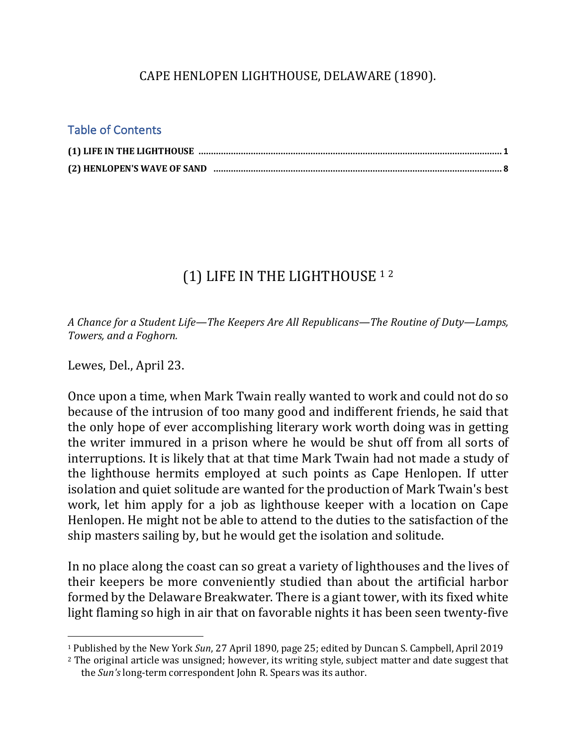# CAPE HENLOPEN LIGHTHOUSE, DELAWARE (1890).

## Table of Contents

**(1) LIFE IN THE LIGHTHOUSE** .......... **1**

**(2) HENLOPEN'S WAVE OF SAND** .......... **8**

## (1) LIFE IN THE LIGHTHOUSE [1] [2]

*A Chance for a Student Life—The Keepers Are All Republicans—The Routine of Duty—Lamps, Towers, and a Foghorn.*

Lewes, Del., April 23.

Once upon a time, when Mark Twain really wanted to work and could not do so because of the intrusion of too many good and indifferent friends, he said that the only hope of ever accomplishing literary work worth doing was in getting the writer immured in a prison where he would be shut off from all sorts of interruptions. It is likely that at that time Mark Twain had not made a study of the lighthouse hermits employed at such points as Cape Henlopen. If utter isolation and quiet solitude are wanted for the production of Mark Twain's best work, let him apply for a job as lighthouse keeper with a location on Cape Henlopen. He might not be able to attend to the duties to the satisfaction of the ship masters sailing by, but he would get the isolation and solitude.

In no place along the coast can so great a variety of lighthouses and the lives of their keepers be more conveniently studied than about the artificial harbor formed by the Delaware Breakwater. There is a giant tower, with its fixed white light flaming so high in air that on favorable nights it has been seen twenty-five

---

[1] Published by the New York *Sun*, 27 April 1890, page 25; edited by Duncan S. Campbell, April 2019

[2] The original article was unsigned; however, its writing style, subject matter and date suggest that the *Sun's* long-term correspondent John R. Spears was its author.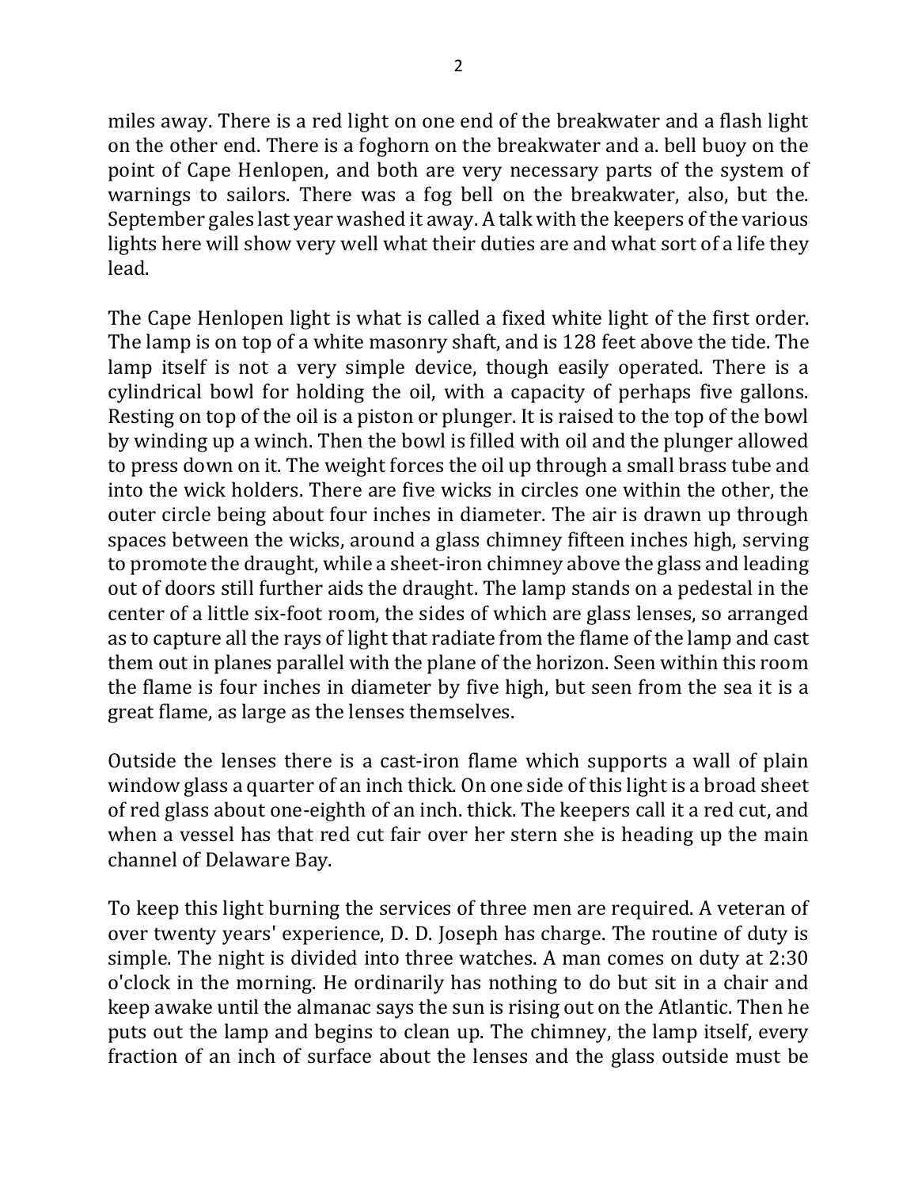miles away. There is a red light on one end of the breakwater and a flash light on the other end. There is a foghorn on the breakwater and a. bell buoy on the point of Cape Henlopen, and both are very necessary parts of the system of warnings to sailors. There was a fog bell on the breakwater, also, but the. September gales last year washed it away. A talk with the keepers of the various lights here will show very well what their duties are and what sort of a life they lead.

The Cape Henlopen light is what is called a fixed white light of the first order. The lamp is on top of a white masonry shaft, and is 128 feet above the tide. The lamp itself is not a very simple device, though easily operated. There is a cylindrical bowl for holding the oil, with a capacity of perhaps five gallons. Resting on top of the oil is a piston or plunger. It is raised to the top of the bowl by winding up a winch. Then the bowl is filled with oil and the plunger allowed to press down on it. The weight forces the oil up through a small brass tube and into the wick holders. There are five wicks in circles one within the other, the outer circle being about four inches in diameter. The air is drawn up through spaces between the wicks, around a glass chimney fifteen inches high, serving to promote the draught, while a sheet-iron chimney above the glass and leading out of doors still further aids the draught. The lamp stands on a pedestal in the center of a little six-foot room, the sides of which are glass lenses, so arranged as to capture all the rays of light that radiate from the flame of the lamp and cast them out in planes parallel with the plane of the horizon. Seen within this room the flame is four inches in diameter by five high, but seen from the sea it is a great flame, as large as the lenses themselves.

Outside the lenses there is a cast-iron flame which supports a wall of plain window glass a quarter of an inch thick. On one side of this light is a broad sheet of red glass about one-eighth of an inch. thick. The keepers call it a red cut, and when a vessel has that red cut fair over her stern she is heading up the main channel of Delaware Bay.

To keep this light burning the services of three men are required. A veteran of over twenty years' experience, D. D. Joseph has charge. The routine of duty is simple. The night is divided into three watches. A man comes on duty at 2:30 o'clock in the morning. He ordinarily has nothing to do but sit in a chair and keep awake until the almanac says the sun is rising out on the Atlantic. Then he puts out the lamp and begins to clean up. The chimney, the lamp itself, every fraction of an inch of surface about the lenses and the glass outside must be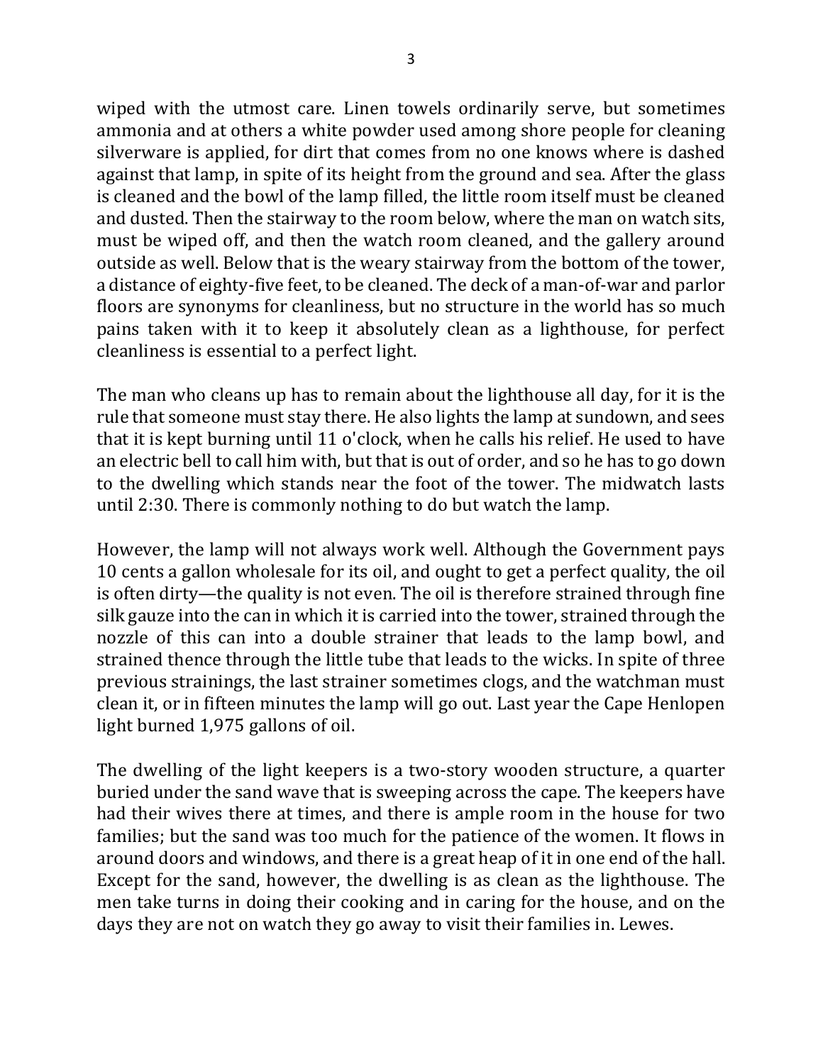wiped with the utmost care. Linen towels ordinarily serve, but sometimes ammonia and at others a white powder used among shore people for cleaning silverware is applied, for dirt that comes from no one knows where is dashed against that lamp, in spite of its height from the ground and sea. After the glass is cleaned and the bowl of the lamp filled, the little room itself must be cleaned and dusted. Then the stairway to the room below, where the man on watch sits, must be wiped off, and then the watch room cleaned, and the gallery around outside as well. Below that is the weary stairway from the bottom of the tower, a distance of eighty-five feet, to be cleaned. The deck of a man-of-war and parlor floors are synonyms for cleanliness, but no structure in the world has so much pains taken with it to keep it absolutely clean as a lighthouse, for perfect cleanliness is essential to a perfect light.

The man who cleans up has to remain about the lighthouse all day, for it is the rule that someone must stay there. He also lights the lamp at sundown, and sees that it is kept burning until 11 o'clock, when he calls his relief. He used to have an electric bell to call him with, but that is out of order, and so he has to go down to the dwelling which stands near the foot of the tower. The midwatch lasts until 2:30. There is commonly nothing to do but watch the lamp.

However, the lamp will not always work well. Although the Government pays 10 cents a gallon wholesale for its oil, and ought to get a perfect quality, the oil is often dirty—the quality is not even. The oil is therefore strained through fine silk gauze into the can in which it is carried into the tower, strained through the nozzle of this can into a double strainer that leads to the lamp bowl, and strained thence through the little tube that leads to the wicks. In spite of three previous strainings, the last strainer sometimes clogs, and the watchman must clean it, or in fifteen minutes the lamp will go out. Last year the Cape Henlopen light burned 1,975 gallons of oil.

The dwelling of the light keepers is a two-story wooden structure, a quarter buried under the sand wave that is sweeping across the cape. The keepers have had their wives there at times, and there is ample room in the house for two families; but the sand was too much for the patience of the women. It flows in around doors and windows, and there is a great heap of it in one end of the hall. Except for the sand, however, the dwelling is as clean as the lighthouse. The men take turns in doing their cooking and in caring for the house, and on the days they are not on watch they go away to visit their families in. Lewes.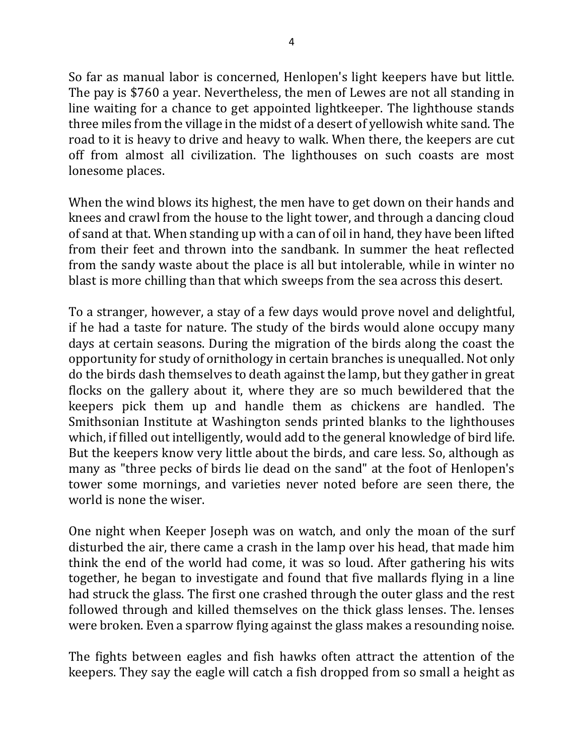So far as manual labor is concerned, Henlopen's light keepers have but little. The pay is $760 a year. Nevertheless, the men of Lewes are not all standing in line waiting for a chance to get appointed lightkeeper. The lighthouse stands three miles from the village in the midst of a desert of yellowish white sand. The road to it is heavy to drive and heavy to walk. When there, the keepers are cut off from almost all civilization. The lighthouses on such coasts are most lonesome places.

When the wind blows its highest, the men have to get down on their hands and knees and crawl from the house to the light tower, and through a dancing cloud of sand at that. When standing up with a can of oil in hand, they have been lifted from their feet and thrown into the sandbank. In summer the heat reflected from the sandy waste about the place is all but intolerable, while in winter no blast is more chilling than that which sweeps from the sea across this desert.

To a stranger, however, a stay of a few days would prove novel and delightful, if he had a taste for nature. The study of the birds would alone occupy many days at certain seasons. During the migration of the birds along the coast the opportunity for study of ornithology in certain branches is unequalled. Not only do the birds dash themselves to death against the lamp, but they gather in great flocks on the gallery about it, where they are so much bewildered that the keepers pick them up and handle them as chickens are handled. The Smithsonian Institute at Washington sends printed blanks to the lighthouses which, if filled out intelligently, would add to the general knowledge of bird life. But the keepers know very little about the birds, and care less. So, although as many as "three pecks of birds lie dead on the sand" at the foot of Henlopen's tower some mornings, and varieties never noted before are seen there, the world is none the wiser.

One night when Keeper Joseph was on watch, and only the moan of the surf disturbed the air, there came a crash in the lamp over his head, that made him think the end of the world had come, it was so loud. After gathering his wits together, he began to investigate and found that five mallards flying in a line had struck the glass. The first one crashed through the outer glass and the rest followed through and killed themselves on the thick glass lenses. The. lenses were broken. Even a sparrow flying against the glass makes a resounding noise.

The fights between eagles and fish hawks often attract the attention of the keepers. They say the eagle will catch a fish dropped from so small a height as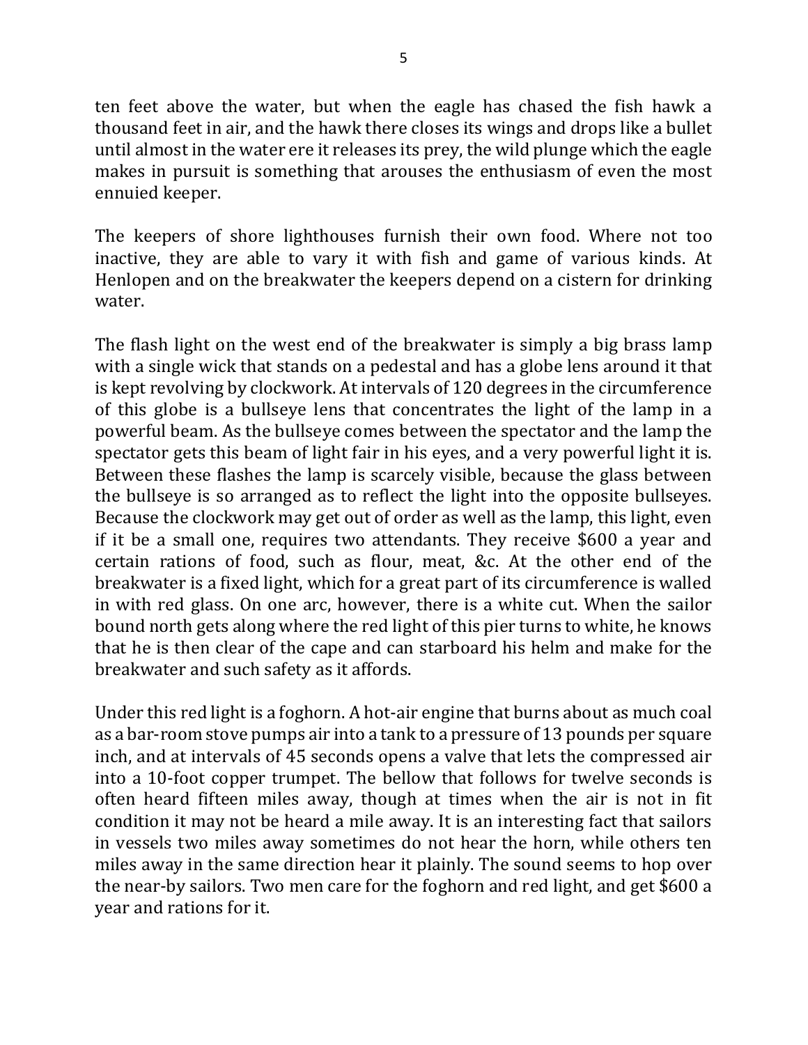ten feet above the water, but when the eagle has chased the fish hawk a thousand feet in air, and the hawk there closes its wings and drops like a bullet until almost in the water ere it releases its prey, the wild plunge which the eagle makes in pursuit is something that arouses the enthusiasm of even the most ennuied keeper.

The keepers of shore lighthouses furnish their own food. Where not too inactive, they are able to vary it with fish and game of various kinds. At Henlopen and on the breakwater the keepers depend on a cistern for drinking water.

The flash light on the west end of the breakwater is simply a big brass lamp with a single wick that stands on a pedestal and has a globe lens around it that is kept revolving by clockwork. At intervals of 120 degrees in the circumference of this globe is a bullseye lens that concentrates the light of the lamp in a powerful beam. As the bullseye comes between the spectator and the lamp the spectator gets this beam of light fair in his eyes, and a very powerful light it is. Between these flashes the lamp is scarcely visible, because the glass between the bullseye is so arranged as to reflect the light into the opposite bullseyes. Because the clockwork may get out of order as well as the lamp, this light, even if it be a small one, requires two attendants. They receive $600 a year and certain rations of food, such as flour, meat, &c. At the other end of the breakwater is a fixed light, which for a great part of its circumference is walled in with red glass. On one arc, however, there is a white cut. When the sailor bound north gets along where the red light of this pier turns to white, he knows that he is then clear of the cape and can starboard his helm and make for the breakwater and such safety as it affords.

Under this red light is a foghorn. A hot-air engine that burns about as much coal as a bar-room stove pumps air into a tank to a pressure of 13 pounds per square inch, and at intervals of 45 seconds opens a valve that lets the compressed air into a 10-foot copper trumpet. The bellow that follows for twelve seconds is often heard fifteen miles away, though at times when the air is not in fit condition it may not be heard a mile away. It is an interesting fact that sailors in vessels two miles away sometimes do not hear the horn, while others ten miles away in the same direction hear it plainly. The sound seems to hop over the near-by sailors. Two men care for the foghorn and red light, and get $600 a year and rations for it.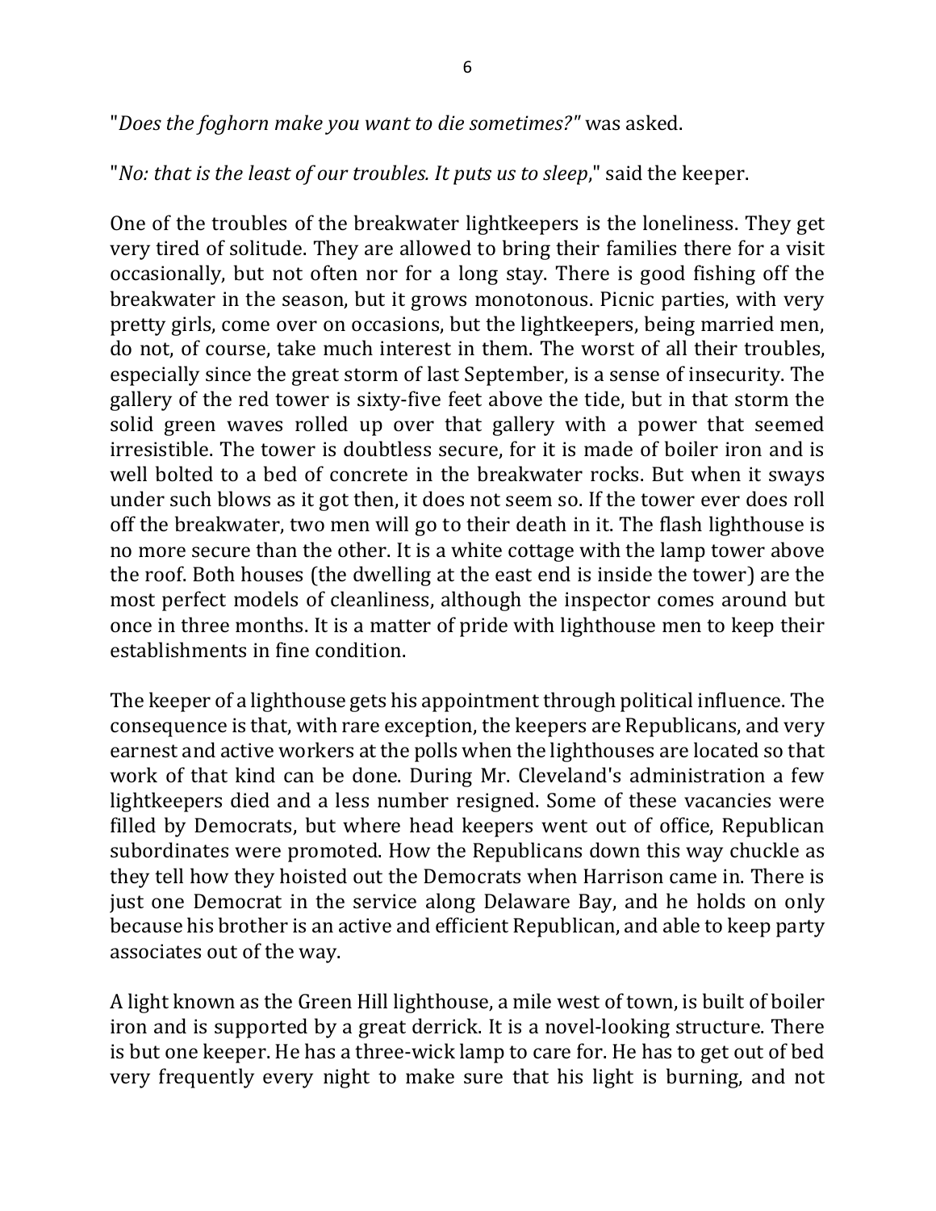"*Does the foghorn make you want to die sometimes?*" was asked.

"*No: that is the least of our troubles. It puts us to sleep*," said the keeper.

One of the troubles of the breakwater lightkeepers is the loneliness. They get very tired of solitude. They are allowed to bring their families there for a visit occasionally, but not often nor for a long stay. There is good fishing off the breakwater in the season, but it grows monotonous. Picnic parties, with very pretty girls, come over on occasions, but the lightkeepers, being married men, do not, of course, take much interest in them. The worst of all their troubles, especially since the great storm of last September, is a sense of insecurity. The gallery of the red tower is sixty-five feet above the tide, but in that storm the solid green waves rolled up over that gallery with a power that seemed irresistible. The tower is doubtless secure, for it is made of boiler iron and is well bolted to a bed of concrete in the breakwater rocks. But when it sways under such blows as it got then, it does not seem so. If the tower ever does roll off the breakwater, two men will go to their death in it. The flash lighthouse is no more secure than the other. It is a white cottage with the lamp tower above the roof. Both houses (the dwelling at the east end is inside the tower) are the most perfect models of cleanliness, although the inspector comes around but once in three months. It is a matter of pride with lighthouse men to keep their establishments in fine condition.

The keeper of a lighthouse gets his appointment through political influence. The consequence is that, with rare exception, the keepers are Republicans, and very earnest and active workers at the polls when the lighthouses are located so that work of that kind can be done. During Mr. Cleveland's administration a few lightkeepers died and a less number resigned. Some of these vacancies were filled by Democrats, but where head keepers went out of office, Republican subordinates were promoted. How the Republicans down this way chuckle as they tell how they hoisted out the Democrats when Harrison came in. There is just one Democrat in the service along Delaware Bay, and he holds on only because his brother is an active and efficient Republican, and able to keep party associates out of the way.

A light known as the Green Hill lighthouse, a mile west of town, is built of boiler iron and is supported by a great derrick. It is a novel-looking structure. There is but one keeper. He has a three-wick lamp to care for. He has to get out of bed very frequently every night to make sure that his light is burning, and not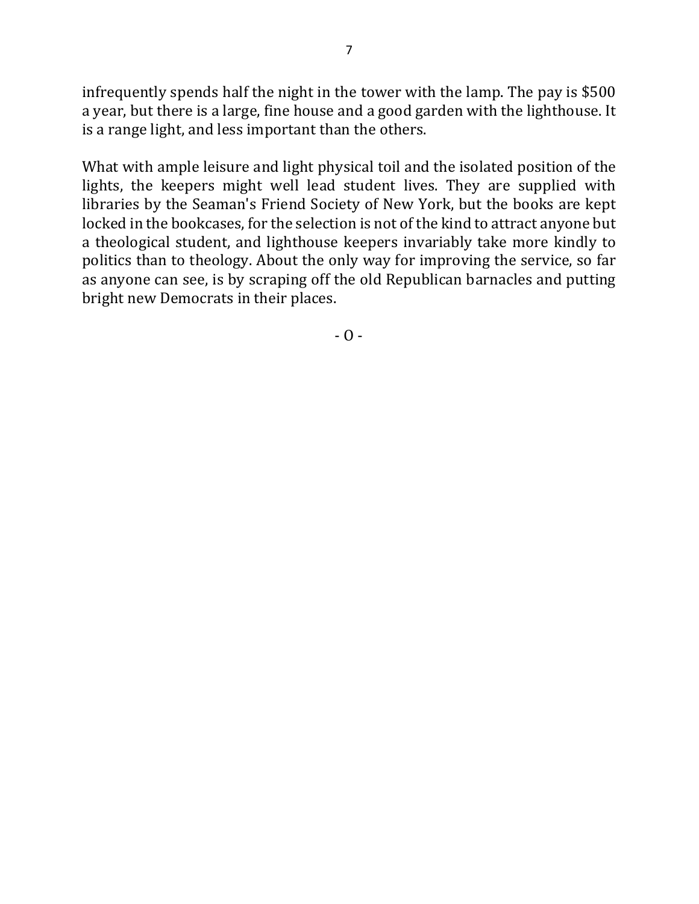infrequently spends half the night in the tower with the lamp. The pay is $500 a year, but there is a large, fine house and a good garden with the lighthouse. It is a range light, and less important than the others.

What with ample leisure and light physical toil and the isolated position of the lights, the keepers might well lead student lives. They are supplied with libraries by the Seaman's Friend Society of New York, but the books are kept locked in the bookcases, for the selection is not of the kind to attract anyone but a theological student, and lighthouse keepers invariably take more kindly to politics than to theology. About the only way for improving the service, so far as anyone can see, is by scraping off the old Republican barnacles and putting bright new Democrats in their places.

- O -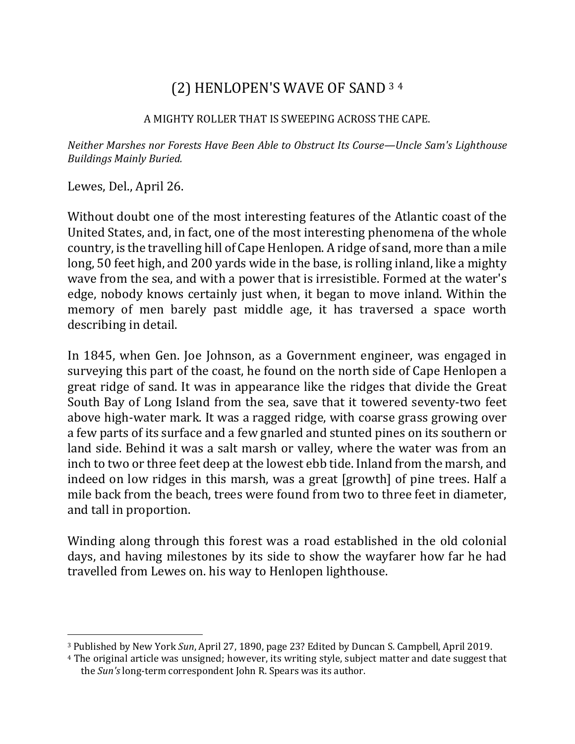# (2) HENLOPEN'S WAVE OF SAND [3] [4]

A MIGHTY ROLLER THAT IS SWEEPING ACROSS THE CAPE.

*Neither Marshes nor Forests Have Been Able to Obstruct Its Course—Uncle Sam's Lighthouse Buildings Mainly Buried.*

Lewes, Del., April 26.

Without doubt one of the most interesting features of the Atlantic coast of the United States, and, in fact, one of the most interesting phenomena of the whole country, is the travelling hill of Cape Henlopen. A ridge of sand, more than a mile long, 50 feet high, and 200 yards wide in the base, is rolling inland, like a mighty wave from the sea, and with a power that is irresistible. Formed at the water's edge, nobody knows certainly just when, it began to move inland. Within the memory of men barely past middle age, it has traversed a space worth describing in detail.

In 1845, when Gen. Joe Johnson, as a Government engineer, was engaged in surveying this part of the coast, he found on the north side of Cape Henlopen a great ridge of sand. It was in appearance like the ridges that divide the Great South Bay of Long Island from the sea, save that it towered seventy-two feet above high-water mark. It was a ragged ridge, with coarse grass growing over a few parts of its surface and a few gnarled and stunted pines on its southern or land side. Behind it was a salt marsh or valley, where the water was from an inch to two or three feet deep at the lowest ebb tide. Inland from the marsh, and indeed on low ridges in this marsh, was a great [growth] of pine trees. Half a mile back from the beach, trees were found from two to three feet in diameter, and tall in proportion.

Winding along through this forest was a road established in the old colonial days, and having milestones by its side to show the wayfarer how far he had travelled from Lewes on. his way to Henlopen lighthouse.

---

[3] Published by New York *Sun*, April 27, 1890, page 23? Edited by Duncan S. Campbell, April 2019.

[4] The original article was unsigned; however, its writing style, subject matter and date suggest that the *Sun's* long-term correspondent John R. Spears was its author.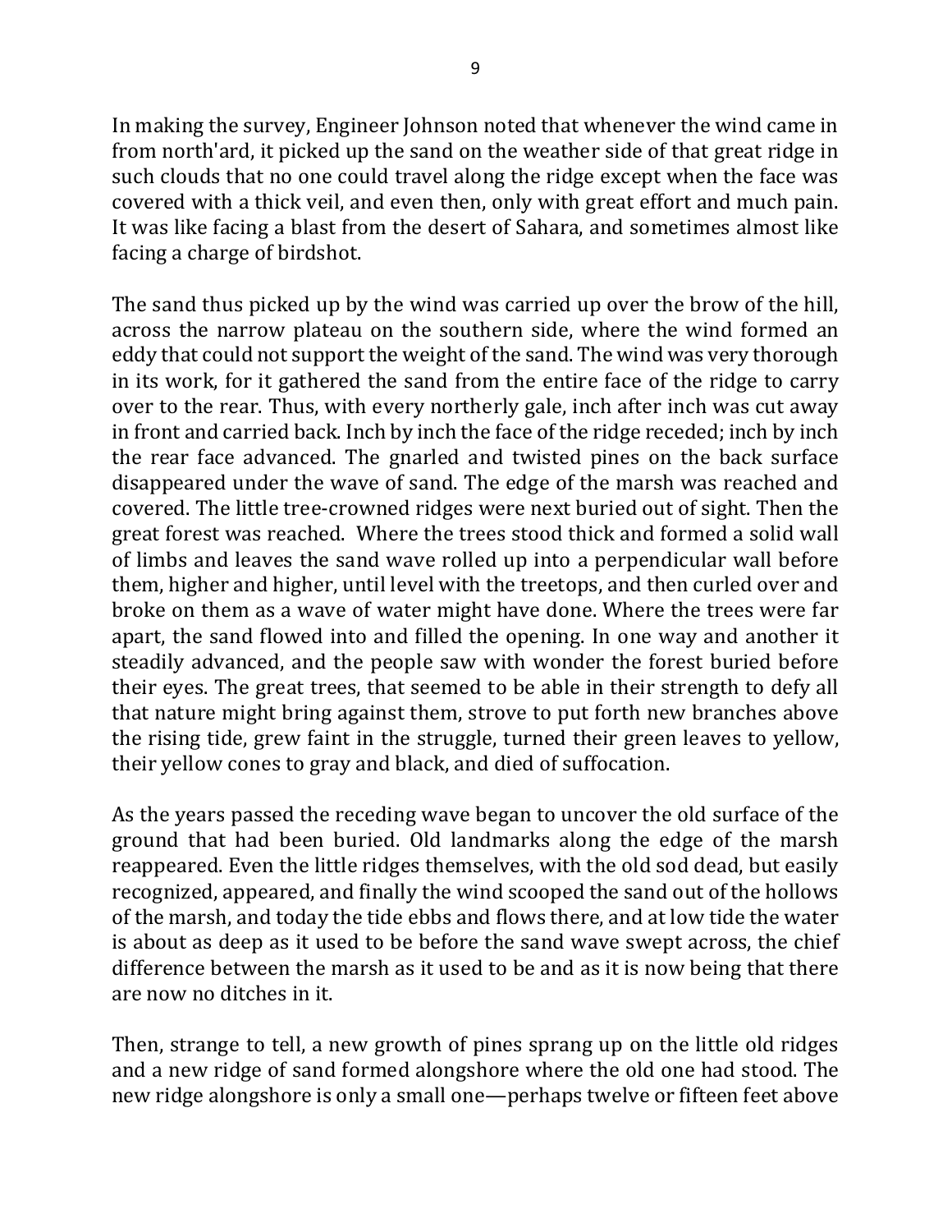In making the survey, Engineer Johnson noted that whenever the wind came in from north'ard, it picked up the sand on the weather side of that great ridge in such clouds that no one could travel along the ridge except when the face was covered with a thick veil, and even then, only with great effort and much pain. It was like facing a blast from the desert of Sahara, and sometimes almost like facing a charge of birdshot.

The sand thus picked up by the wind was carried up over the brow of the hill, across the narrow plateau on the southern side, where the wind formed an eddy that could not support the weight of the sand. The wind was very thorough in its work, for it gathered the sand from the entire face of the ridge to carry over to the rear. Thus, with every northerly gale, inch after inch was cut away in front and carried back. Inch by inch the face of the ridge receded; inch by inch the rear face advanced. The gnarled and twisted pines on the back surface disappeared under the wave of sand. The edge of the marsh was reached and covered. The little tree-crowned ridges were next buried out of sight. Then the great forest was reached. Where the trees stood thick and formed a solid wall of limbs and leaves the sand wave rolled up into a perpendicular wall before them, higher and higher, until level with the treetops, and then curled over and broke on them as a wave of water might have done. Where the trees were far apart, the sand flowed into and filled the opening. In one way and another it steadily advanced, and the people saw with wonder the forest buried before their eyes. The great trees, that seemed to be able in their strength to defy all that nature might bring against them, strove to put forth new branches above the rising tide, grew faint in the struggle, turned their green leaves to yellow, their yellow cones to gray and black, and died of suffocation.

As the years passed the receding wave began to uncover the old surface of the ground that had been buried. Old landmarks along the edge of the marsh reappeared. Even the little ridges themselves, with the old sod dead, but easily recognized, appeared, and finally the wind scooped the sand out of the hollows of the marsh, and today the tide ebbs and flows there, and at low tide the water is about as deep as it used to be before the sand wave swept across, the chief difference between the marsh as it used to be and as it is now being that there are now no ditches in it.

Then, strange to tell, a new growth of pines sprang up on the little old ridges and a new ridge of sand formed alongshore where the old one had stood. The new ridge alongshore is only a small one—perhaps twelve or fifteen feet above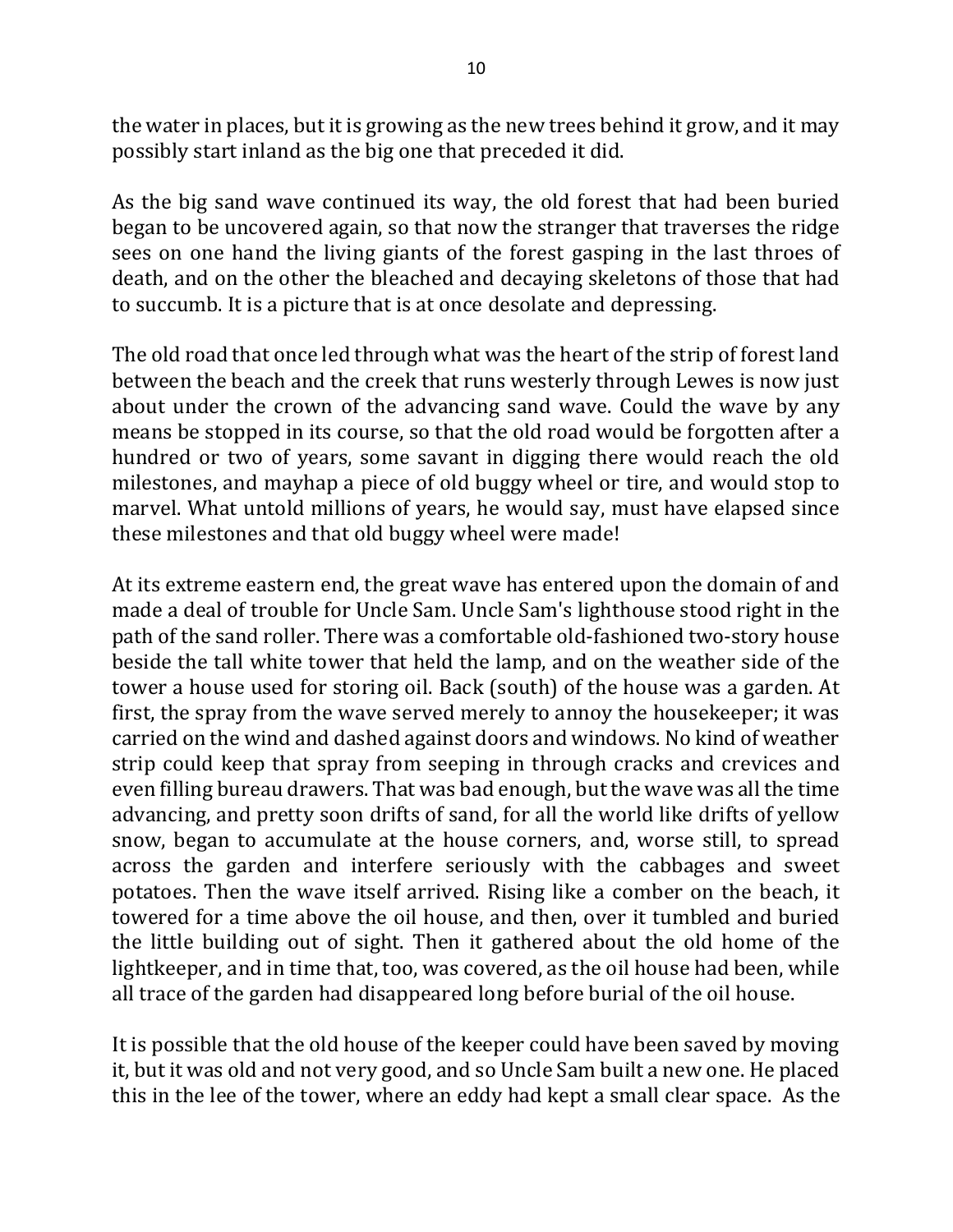the water in places, but it is growing as the new trees behind it grow, and it may possibly start inland as the big one that preceded it did.

As the big sand wave continued its way, the old forest that had been buried began to be uncovered again, so that now the stranger that traverses the ridge sees on one hand the living giants of the forest gasping in the last throes of death, and on the other the bleached and decaying skeletons of those that had to succumb. It is a picture that is at once desolate and depressing.

The old road that once led through what was the heart of the strip of forest land between the beach and the creek that runs westerly through Lewes is now just about under the crown of the advancing sand wave. Could the wave by any means be stopped in its course, so that the old road would be forgotten after a hundred or two of years, some savant in digging there would reach the old milestones, and mayhap a piece of old buggy wheel or tire, and would stop to marvel. What untold millions of years, he would say, must have elapsed since these milestones and that old buggy wheel were made!

At its extreme eastern end, the great wave has entered upon the domain of and made a deal of trouble for Uncle Sam. Uncle Sam's lighthouse stood right in the path of the sand roller. There was a comfortable old-fashioned two-story house beside the tall white tower that held the lamp, and on the weather side of the tower a house used for storing oil. Back (south) of the house was a garden. At first, the spray from the wave served merely to annoy the housekeeper; it was carried on the wind and dashed against doors and windows. No kind of weather strip could keep that spray from seeping in through cracks and crevices and even filling bureau drawers. That was bad enough, but the wave was all the time advancing, and pretty soon drifts of sand, for all the world like drifts of yellow snow, began to accumulate at the house corners, and, worse still, to spread across the garden and interfere seriously with the cabbages and sweet potatoes. Then the wave itself arrived. Rising like a comber on the beach, it towered for a time above the oil house, and then, over it tumbled and buried the little building out of sight. Then it gathered about the old home of the lightkeeper, and in time that, too, was covered, as the oil house had been, while all trace of the garden had disappeared long before burial of the oil house.

It is possible that the old house of the keeper could have been saved by moving it, but it was old and not very good, and so Uncle Sam built a new one. He placed this in the lee of the tower, where an eddy had kept a small clear space. As the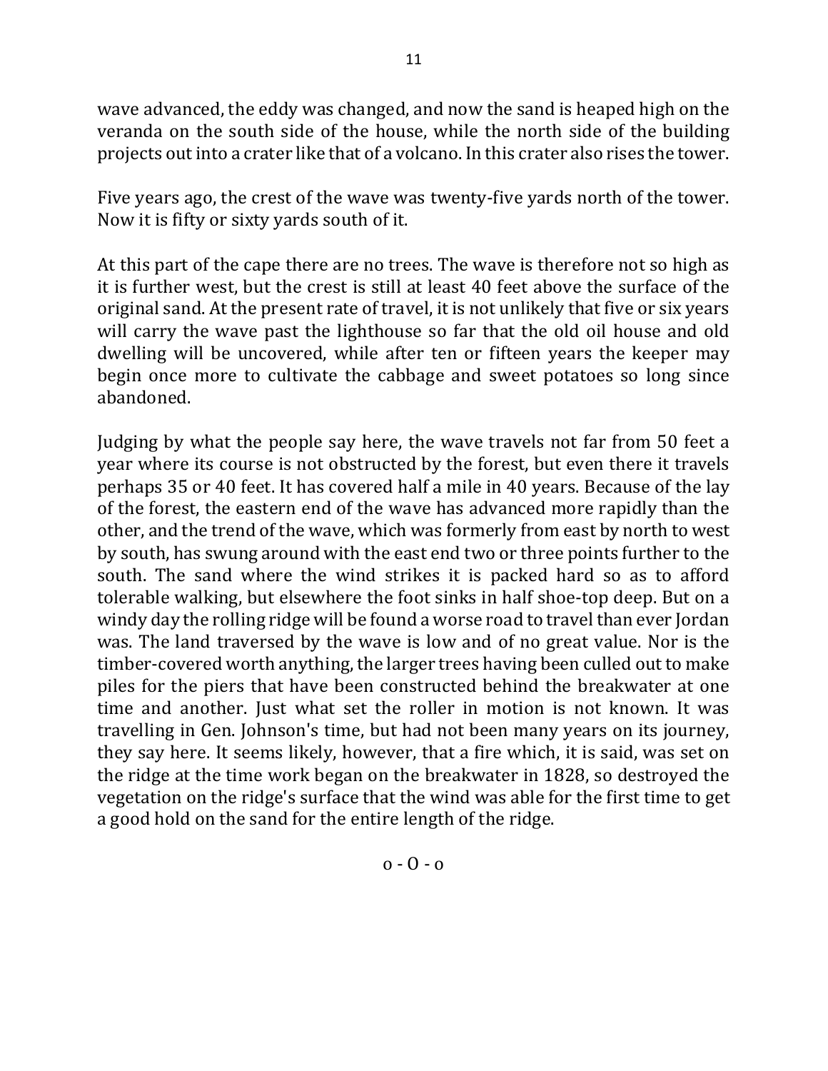wave advanced, the eddy was changed, and now the sand is heaped high on the veranda on the south side of the house, while the north side of the building projects out into a crater like that of a volcano. In this crater also rises the tower.

Five years ago, the crest of the wave was twenty-five yards north of the tower. Now it is fifty or sixty yards south of it.

At this part of the cape there are no trees. The wave is therefore not so high as it is further west, but the crest is still at least 40 feet above the surface of the original sand. At the present rate of travel, it is not unlikely that five or six years will carry the wave past the lighthouse so far that the old oil house and old dwelling will be uncovered, while after ten or fifteen years the keeper may begin once more to cultivate the cabbage and sweet potatoes so long since abandoned.

Judging by what the people say here, the wave travels not far from 50 feet a year where its course is not obstructed by the forest, but even there it travels perhaps 35 or 40 feet. It has covered half a mile in 40 years. Because of the lay of the forest, the eastern end of the wave has advanced more rapidly than the other, and the trend of the wave, which was formerly from east by north to west by south, has swung around with the east end two or three points further to the south. The sand where the wind strikes it is packed hard so as to afford tolerable walking, but elsewhere the foot sinks in half shoe-top deep. But on a windy day the rolling ridge will be found a worse road to travel than ever Jordan was. The land traversed by the wave is low and of no great value. Nor is the timber-covered worth anything, the larger trees having been culled out to make piles for the piers that have been constructed behind the breakwater at one time and another. Just what set the roller in motion is not known. It was travelling in Gen. Johnson's time, but had not been many years on its journey, they say here. It seems likely, however, that a fire which, it is said, was set on the ridge at the time work began on the breakwater in 1828, so destroyed the vegetation on the ridge's surface that the wind was able for the first time to get a good hold on the sand for the entire length of the ridge.

o - O - o